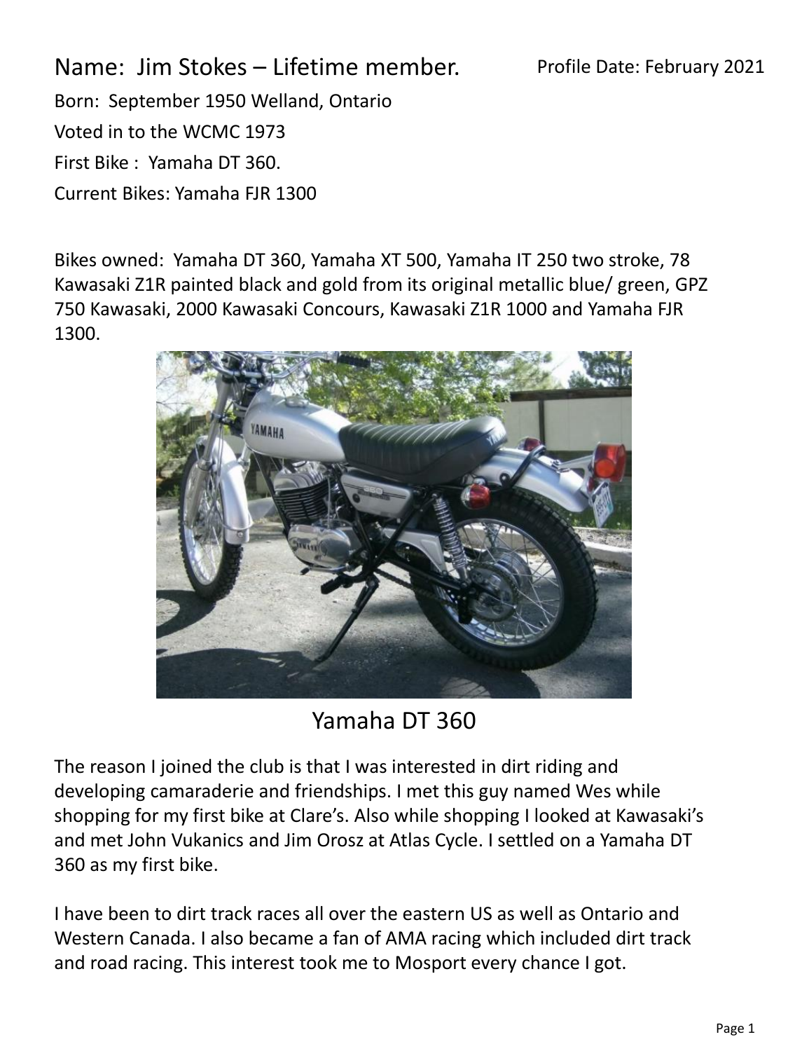Name: Jim Stokes – Lifetime member.

Profile Date: February 2021

Born: September 1950 Welland, Ontario

Voted in to the WCMC 1973

First Bike : Yamaha DT 360.

Current Bikes: Yamaha FJR 1300

Bikes owned: Yamaha DT 360, Yamaha XT 500, Yamaha IT 250 two stroke, 78 Kawasaki Z1R painted black and gold from its original metallic blue/ green, GPZ 750 Kawasaki, 2000 Kawasaki Concours, Kawasaki Z1R 1000 and Yamaha FJR 1300.

Yamaha DT 360

The reason I joined the club is that I was interested in dirt riding and developing camaraderie and friendships. I met this guy named Wes while shopping for my first bike at Clare's. Also while shopping I looked at Kawasaki's and met John Vukanics and Jim Orosz at Atlas Cycle. I settled on a Yamaha DT 360 as my first bike.

I have been to dirt track races all over the eastern US as well as Ontario and Western Canada. I also became a fan of AMA racing which included dirt track and road racing. This interest took me to Mosport every chance I got.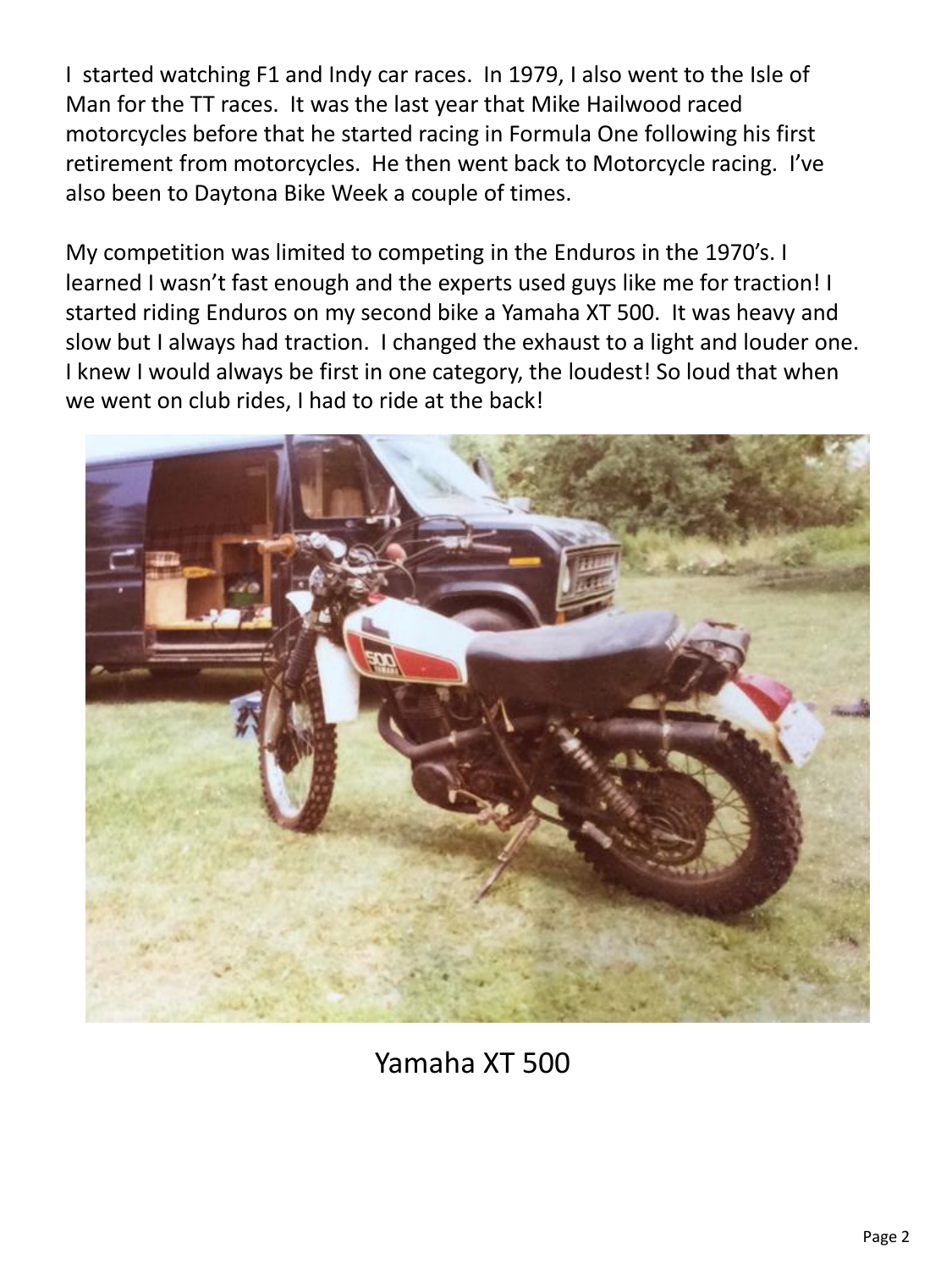I  started watching F1 and Indy car races.  In 1979, I also went to the Isle of Man for the TT races.  It was the last year that Mike Hailwood raced motorcycles before that he started racing in Formula One following his first retirement from motorcycles.  He then went back to Motorcycle racing.  I've also been to Daytona Bike Week a couple of times.

My competition was limited to competing in the Enduros in the 1970's. I learned I wasn't fast enough and the experts used guys like me for traction! I started riding Enduros on my second bike a Yamaha XT 500.  It was heavy and slow but I always had traction.  I changed the exhaust to a light and louder one. I knew I would always be first in one category, the loudest! So loud that when we went on club rides, I had to ride at the back!

Yamaha XT 500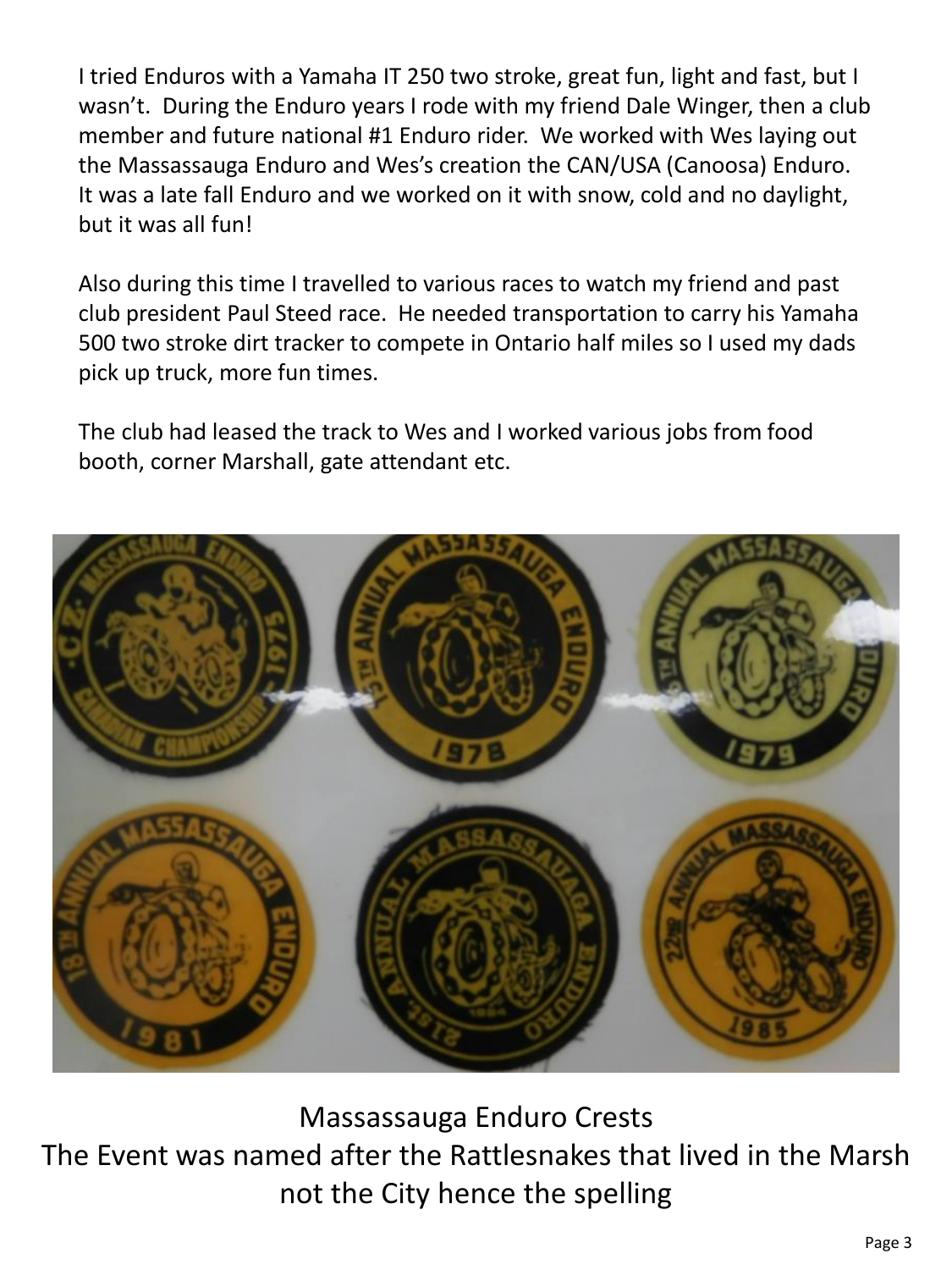I tried Enduros with a Yamaha IT 250 two stroke, great fun, light and fast, but I wasn't. During the Enduro years I rode with my friend Dale Winger, then a club member and future national #1 Enduro rider. We worked with Wes laying out the Massassauga Enduro and Wes's creation the CAN/USA (Canoosa) Enduro. It was a late fall Enduro and we worked on it with snow, cold and no daylight, but it was all fun!

Also during this time I travelled to various races to watch my friend and past club president Paul Steed race. He needed transportation to carry his Yamaha 500 two stroke dirt tracker to compete in Ontario half miles so I used my dads pick up truck, more fun times.

The club had leased the track to Wes and I worked various jobs from food booth, corner Marshall, gate attendant etc.

Massassauga Enduro Crests
The Event was named after the Rattlesnakes that lived in the Marsh not the City hence the spelling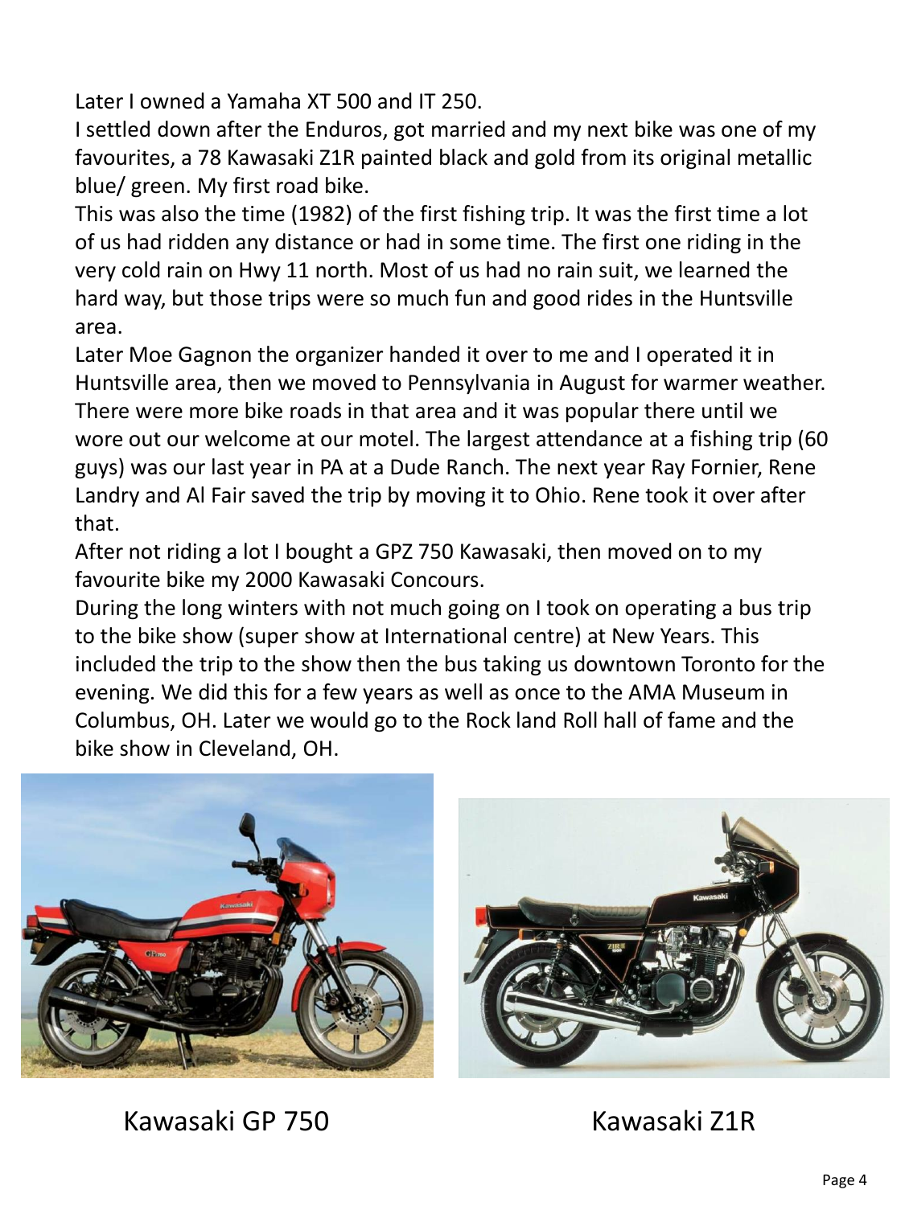Later I owned a Yamaha XT 500 and IT 250.

I settled down after the Enduros, got married and my next bike was one of my favourites, a 78 Kawasaki Z1R painted black and gold from its original metallic blue/ green. My first road bike.

This was also the time (1982) of the first fishing trip. It was the first time a lot of us had ridden any distance or had in some time. The first one riding in the very cold rain on Hwy 11 north. Most of us had no rain suit, we learned the hard way, but those trips were so much fun and good rides in the Huntsville area.

Later Moe Gagnon the organizer handed it over to me and I operated it in Huntsville area, then we moved to Pennsylvania in August for warmer weather. There were more bike roads in that area and it was popular there until we wore out our welcome at our motel. The largest attendance at a fishing trip (60 guys) was our last year in PA at a Dude Ranch. The next year Ray Fornier, Rene Landry and Al Fair saved the trip by moving it to Ohio. Rene took it over after that.

After not riding a lot I bought a GPZ 750 Kawasaki, then moved on to my favourite bike my 2000 Kawasaki Concours.

During the long winters with not much going on I took on operating a bus trip to the bike show (super show at International centre) at New Years. This included the trip to the show then the bus taking us downtown Toronto for the evening. We did this for a few years as well as once to the AMA Museum in Columbus, OH. Later we would go to the Rock land Roll hall of fame and the bike show in Cleveland, OH.

Kawasaki GP 750

Kawasaki Z1R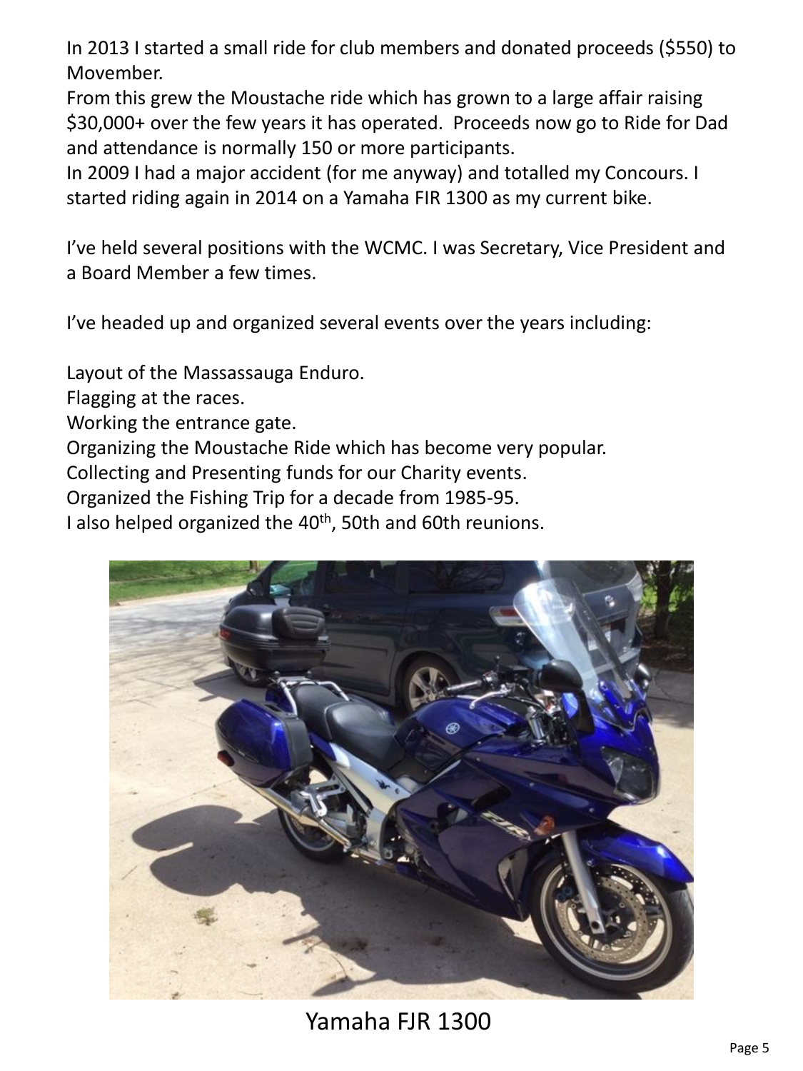In 2013 I started a small ride for club members and donated proceeds ($550) to Movember.

From this grew the Moustache ride which has grown to a large affair raising $30,000+ over the few years it has operated. Proceeds now go to Ride for Dad and attendance is normally 150 or more participants.

In 2009 I had a major accident (for me anyway) and totalled my Concours. I started riding again in 2014 on a Yamaha FJR 1300 as my current bike.

I've held several positions with the WCMC. I was Secretary, Vice President and a Board Member a few times.

I've headed up and organized several events over the years including:

Layout of the Massassauga Enduro.
Flagging at the races.
Working the entrance gate.
Organizing the Moustache Ride which has become very popular.
Collecting and Presenting funds for our Charity events.
Organized the Fishing Trip for a decade from 1985-95.
I also helped organized the 40th, 50th and 60th reunions.

Yamaha FJR 1300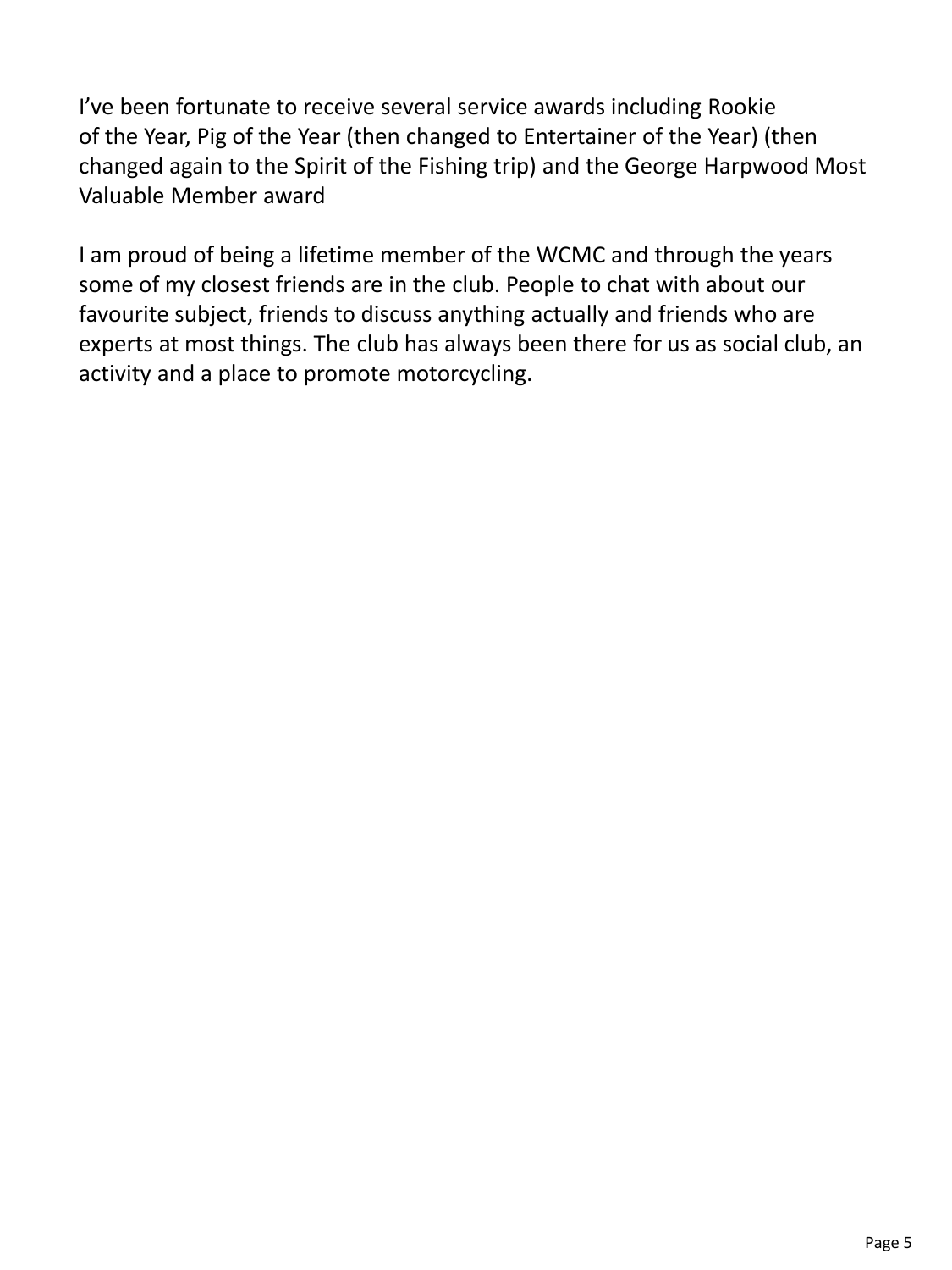I've been fortunate to receive several service awards including Rookie of the Year, Pig of the Year (then changed to Entertainer of the Year) (then changed again to the Spirit of the Fishing trip) and the George Harpwood Most Valuable Member award

I am proud of being a lifetime member of the WCMC and through the years some of my closest friends are in the club. People to chat with about our favourite subject, friends to discuss anything actually and friends who are experts at most things. The club has always been there for us as social club, an activity and a place to promote motorcycling.